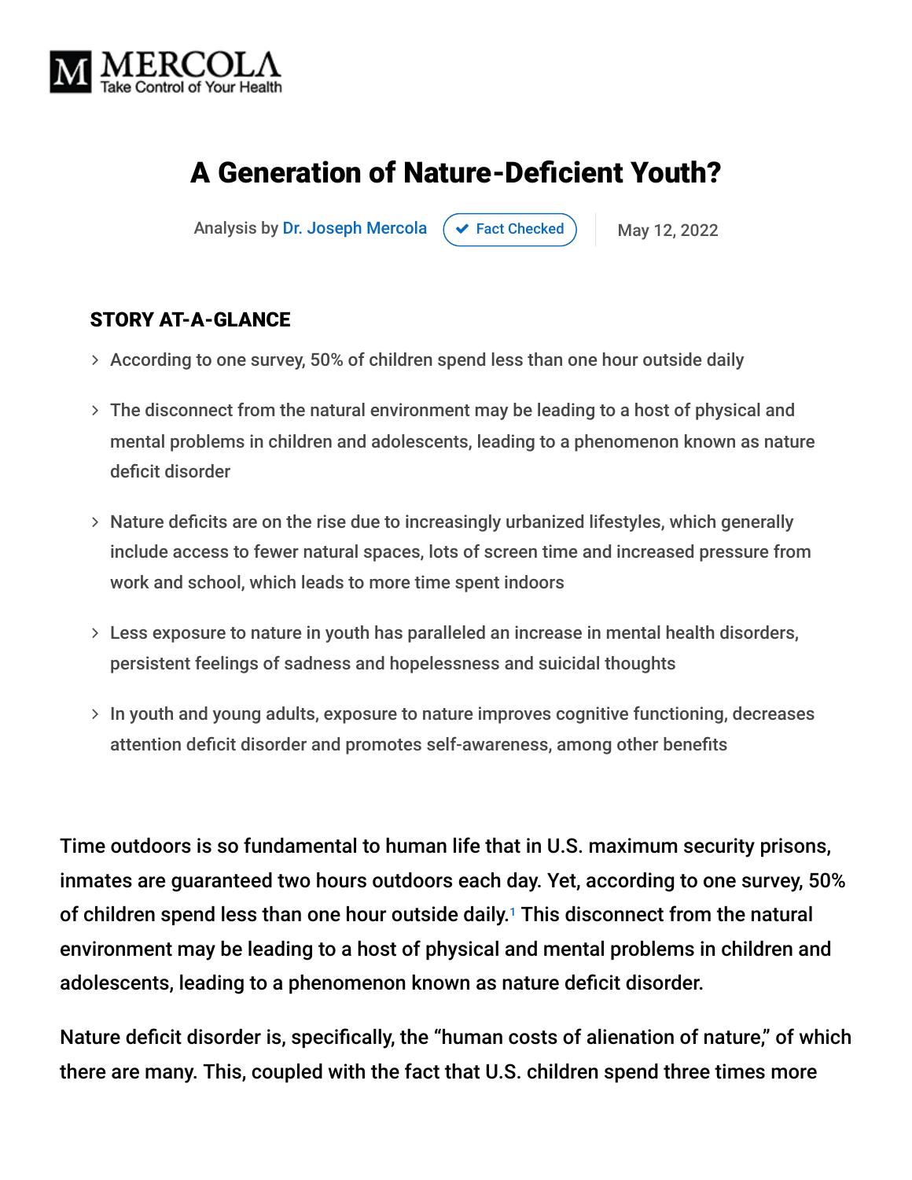MERCOLA
Take Control of Your Health

# A Generation of Nature-Deficient Youth?

Analysis by Dr. Joseph Mercola ✔ Fact Checked May 12, 2022

## STORY AT-A-GLANCE

- According to one survey, 50% of children spend less than one hour outside daily
- The disconnect from the natural environment may be leading to a host of physical and mental problems in children and adolescents, leading to a phenomenon known as nature deficit disorder
- Nature deficits are on the rise due to increasingly urbanized lifestyles, which generally include access to fewer natural spaces, lots of screen time and increased pressure from work and school, which leads to more time spent indoors
- Less exposure to nature in youth has paralleled an increase in mental health disorders, persistent feelings of sadness and hopelessness and suicidal thoughts
- In youth and young adults, exposure to nature improves cognitive functioning, decreases attention deficit disorder and promotes self-awareness, among other benefits

Time outdoors is so fundamental to human life that in U.S. maximum security prisons, inmates are guaranteed two hours outdoors each day. Yet, according to one survey, 50% of children spend less than one hour outside daily.[1] This disconnect from the natural environment may be leading to a host of physical and mental problems in children and adolescents, leading to a phenomenon known as nature deficit disorder.

Nature deficit disorder is, specifically, the "human costs of alienation of nature," of which there are many. This, coupled with the fact that U.S. children spend three times more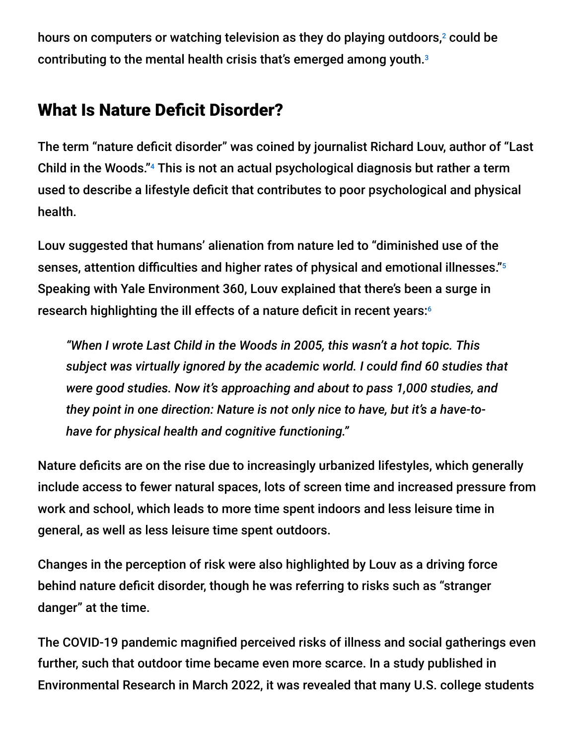hours on computers or watching television as they do playing outdoors,[2] could be contributing to the mental health crisis that's emerged among youth.[3]

## What Is Nature Deficit Disorder?

The term "nature deficit disorder" was coined by journalist Richard Louv, author of "Last Child in the Woods."[4] This is not an actual psychological diagnosis but rather a term used to describe a lifestyle deficit that contributes to poor psychological and physical health.

Louv suggested that humans' alienation from nature led to "diminished use of the senses, attention difficulties and higher rates of physical and emotional illnesses."[5] Speaking with Yale Environment 360, Louv explained that there's been a surge in research highlighting the ill effects of a nature deficit in recent years:[6]

> *"When I wrote Last Child in the Woods in 2005, this wasn't a hot topic. This subject was virtually ignored by the academic world. I could find 60 studies that were good studies. Now it's approaching and about to pass 1,000 studies, and they point in one direction: Nature is not only nice to have, but it's a have-to-have for physical health and cognitive functioning."*

Nature deficits are on the rise due to increasingly urbanized lifestyles, which generally include access to fewer natural spaces, lots of screen time and increased pressure from work and school, which leads to more time spent indoors and less leisure time in general, as well as less leisure time spent outdoors.

Changes in the perception of risk were also highlighted by Louv as a driving force behind nature deficit disorder, though he was referring to risks such as "stranger danger" at the time.

The COVID-19 pandemic magnified perceived risks of illness and social gatherings even further, such that outdoor time became even more scarce. In a study published in Environmental Research in March 2022, it was revealed that many U.S. college students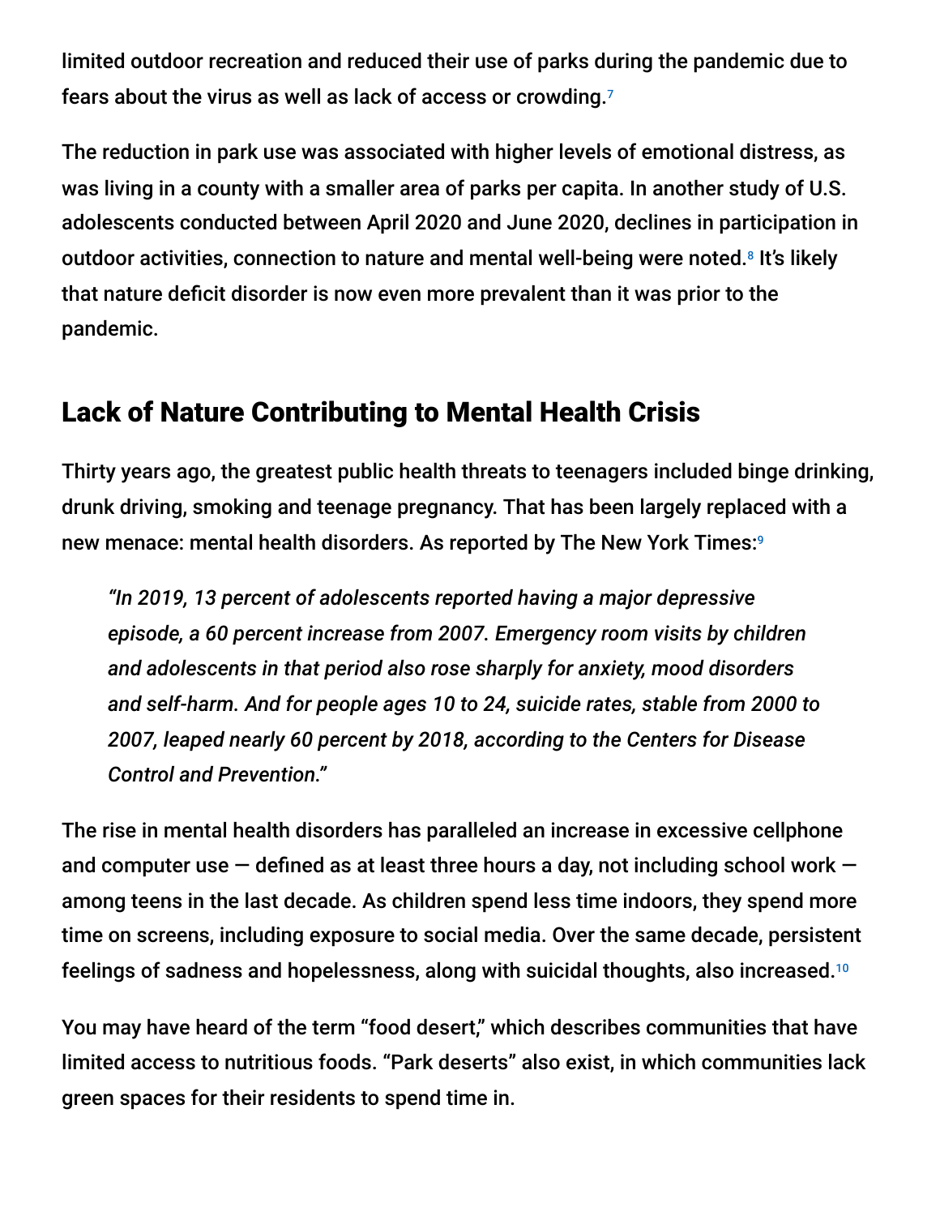limited outdoor recreation and reduced their use of parks during the pandemic due to fears about the virus as well as lack of access or crowding.[7]

The reduction in park use was associated with higher levels of emotional distress, as was living in a county with a smaller area of parks per capita. In another study of U.S. adolescents conducted between April 2020 and June 2020, declines in participation in outdoor activities, connection to nature and mental well-being were noted.[8] It's likely that nature deficit disorder is now even more prevalent than it was prior to the pandemic.

## Lack of Nature Contributing to Mental Health Crisis

Thirty years ago, the greatest public health threats to teenagers included binge drinking, drunk driving, smoking and teenage pregnancy. That has been largely replaced with a new menace: mental health disorders. As reported by The New York Times:[9]

> *"In 2019, 13 percent of adolescents reported having a major depressive episode, a 60 percent increase from 2007. Emergency room visits by children and adolescents in that period also rose sharply for anxiety, mood disorders and self-harm. And for people ages 10 to 24, suicide rates, stable from 2000 to 2007, leaped nearly 60 percent by 2018, according to the Centers for Disease Control and Prevention."*

The rise in mental health disorders has paralleled an increase in excessive cellphone and computer use — defined as at least three hours a day, not including school work — among teens in the last decade. As children spend less time indoors, they spend more time on screens, including exposure to social media. Over the same decade, persistent feelings of sadness and hopelessness, along with suicidal thoughts, also increased.[10]

You may have heard of the term "food desert," which describes communities that have limited access to nutritious foods. "Park deserts" also exist, in which communities lack green spaces for their residents to spend time in.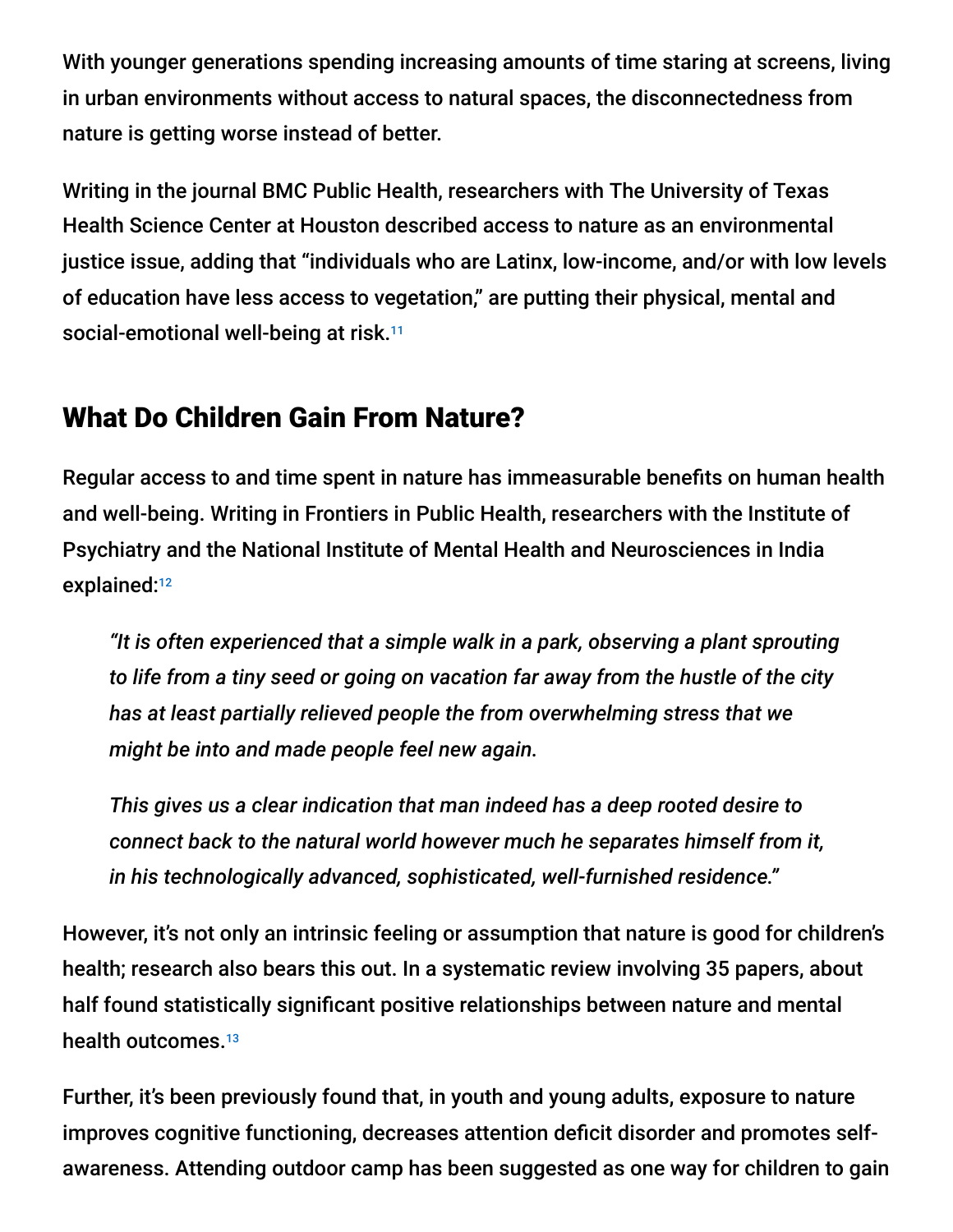With younger generations spending increasing amounts of time staring at screens, living in urban environments without access to natural spaces, the disconnectedness from nature is getting worse instead of better.

Writing in the journal BMC Public Health, researchers with The University of Texas Health Science Center at Houston described access to nature as an environmental justice issue, adding that "individuals who are Latinx, low-income, and/or with low levels of education have less access to vegetation," are putting their physical, mental and social-emotional well-being at risk.[11]

## What Do Children Gain From Nature?

Regular access to and time spent in nature has immeasurable benefits on human health and well-being. Writing in Frontiers in Public Health, researchers with the Institute of Psychiatry and the National Institute of Mental Health and Neurosciences in India explained:[12]

> *"It is often experienced that a simple walk in a park, observing a plant sprouting to life from a tiny seed or going on vacation far away from the hustle of the city has at least partially relieved people the from overwhelming stress that we might be into and made people feel new again.*
>
> *This gives us a clear indication that man indeed has a deep rooted desire to connect back to the natural world however much he separates himself from it, in his technologically advanced, sophisticated, well-furnished residence."*

However, it's not only an intrinsic feeling or assumption that nature is good for children's health; research also bears this out. In a systematic review involving 35 papers, about half found statistically significant positive relationships between nature and mental health outcomes.[13]

Further, it's been previously found that, in youth and young adults, exposure to nature improves cognitive functioning, decreases attention deficit disorder and promotes self-awareness. Attending outdoor camp has been suggested as one way for children to gain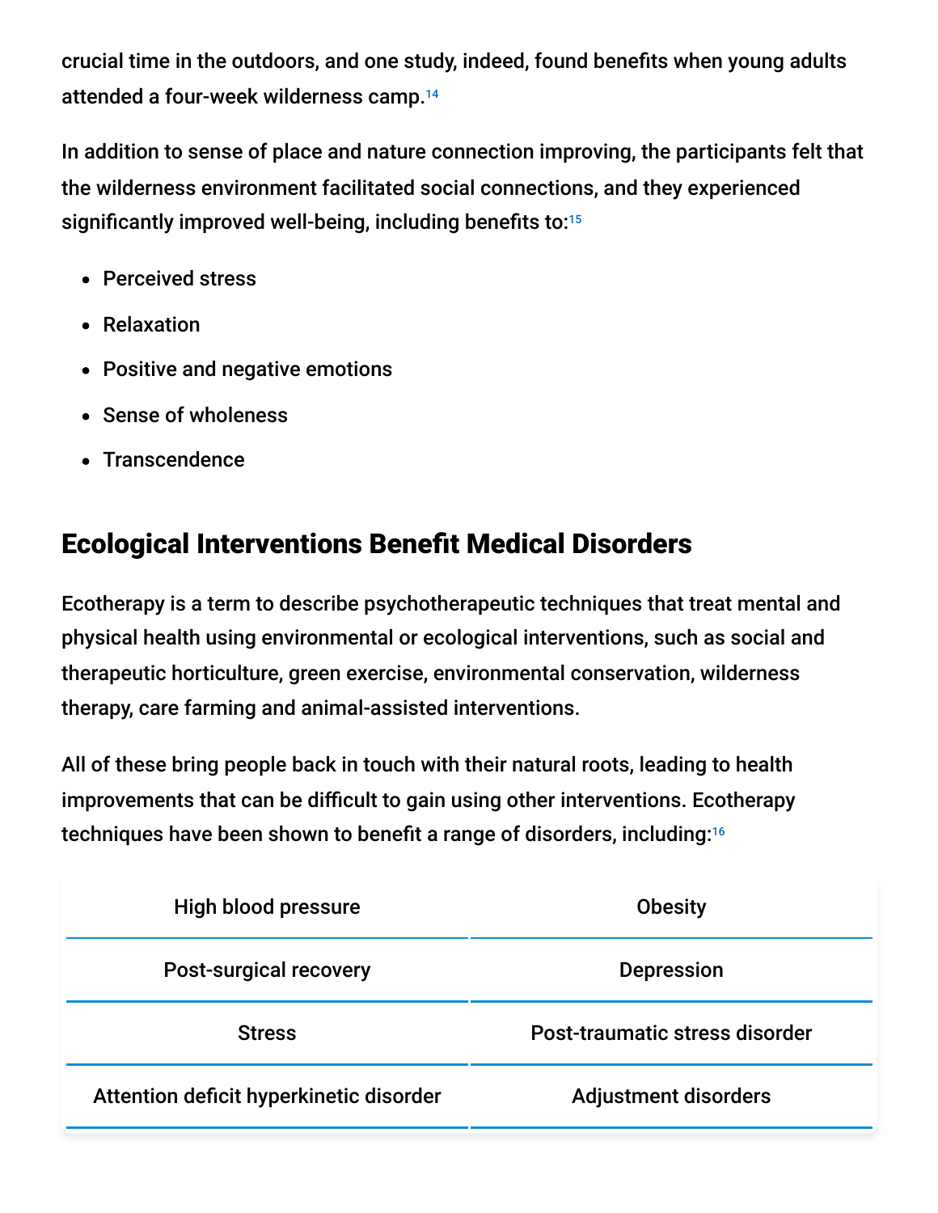crucial time in the outdoors, and one study, indeed, found benefits when young adults attended a four-week wilderness camp.[14]

In addition to sense of place and nature connection improving, the participants felt that the wilderness environment facilitated social connections, and they experienced significantly improved well-being, including benefits to:[15]

- Perceived stress
- Relaxation
- Positive and negative emotions
- Sense of wholeness
- Transcendence

## Ecological Interventions Benefit Medical Disorders

Ecotherapy is a term to describe psychotherapeutic techniques that treat mental and physical health using environmental or ecological interventions, such as social and therapeutic horticulture, green exercise, environmental conservation, wilderness therapy, care farming and animal-assisted interventions.

All of these bring people back in touch with their natural roots, leading to health improvements that can be difficult to gain using other interventions. Ecotherapy techniques have been shown to benefit a range of disorders, including:[16]

| High blood pressure | Obesity |
|---|---|
| Post-surgical recovery | Depression |
| Stress | Post-traumatic stress disorder |
| Attention deficit hyperkinetic disorder | Adjustment disorders |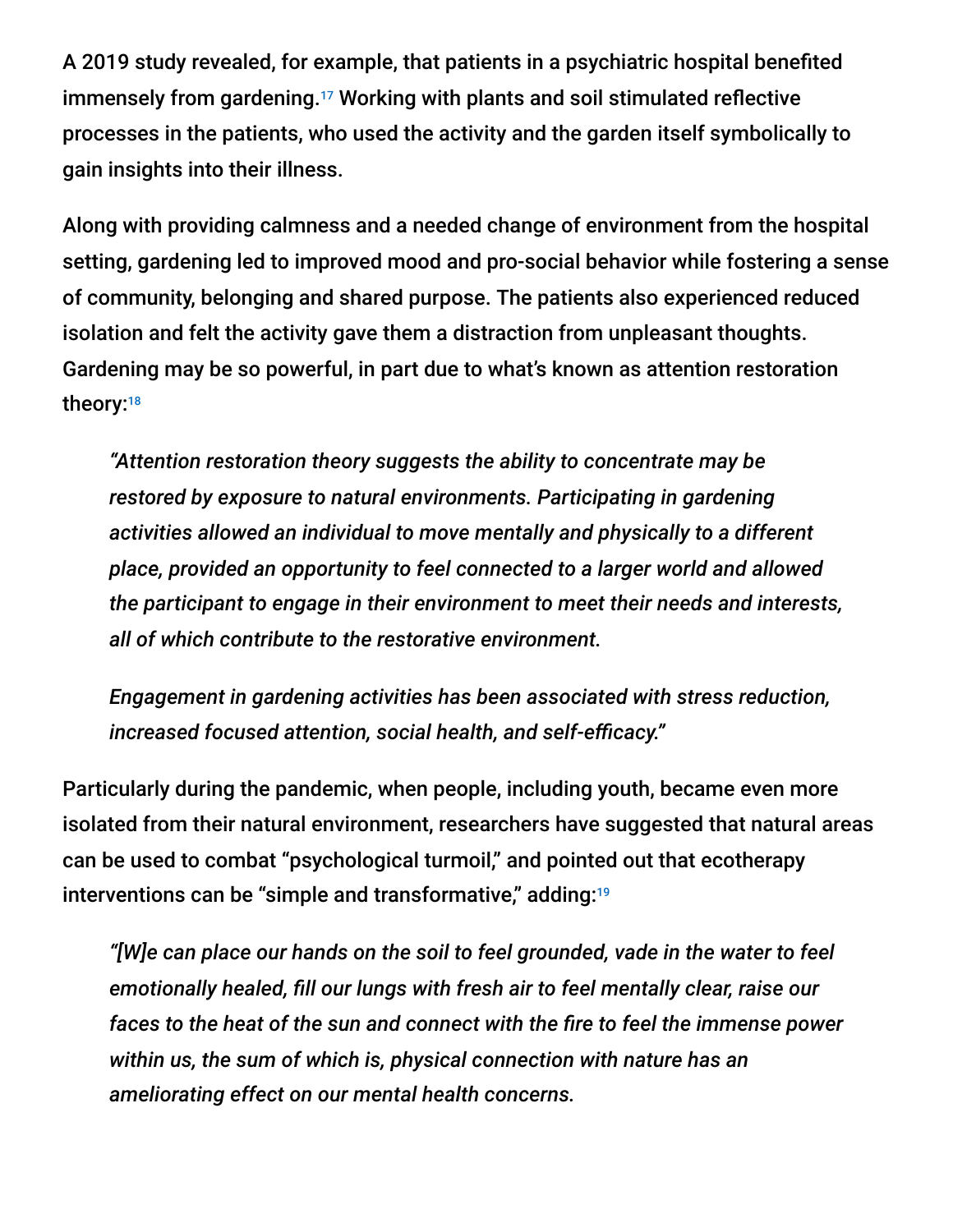A 2019 study revealed, for example, that patients in a psychiatric hospital benefited immensely from gardening.[17] Working with plants and soil stimulated reflective processes in the patients, who used the activity and the garden itself symbolically to gain insights into their illness.

Along with providing calmness and a needed change of environment from the hospital setting, gardening led to improved mood and pro-social behavior while fostering a sense of community, belonging and shared purpose. The patients also experienced reduced isolation and felt the activity gave them a distraction from unpleasant thoughts. Gardening may be so powerful, in part due to what's known as attention restoration theory:[18]

> *"Attention restoration theory suggests the ability to concentrate may be restored by exposure to natural environments. Participating in gardening activities allowed an individual to move mentally and physically to a different place, provided an opportunity to feel connected to a larger world and allowed the participant to engage in their environment to meet their needs and interests, all of which contribute to the restorative environment.*
>
> *Engagement in gardening activities has been associated with stress reduction, increased focused attention, social health, and self-efficacy."*

Particularly during the pandemic, when people, including youth, became even more isolated from their natural environment, researchers have suggested that natural areas can be used to combat "psychological turmoil," and pointed out that ecotherapy interventions can be "simple and transformative," adding:[19]

> *"[W]e can place our hands on the soil to feel grounded, vade in the water to feel emotionally healed, fill our lungs with fresh air to feel mentally clear, raise our faces to the heat of the sun and connect with the fire to feel the immense power within us, the sum of which is, physical connection with nature has an ameliorating effect on our mental health concerns.*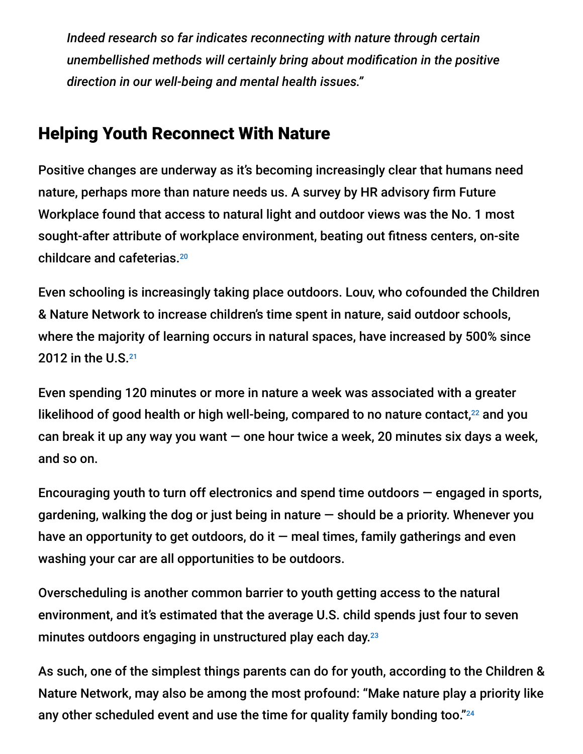*Indeed research so far indicates reconnecting with nature through certain unembellished methods will certainly bring about modification in the positive direction in our well-being and mental health issues."*

## Helping Youth Reconnect With Nature

Positive changes are underway as it's becoming increasingly clear that humans need nature, perhaps more than nature needs us. A survey by HR advisory firm Future Workplace found that access to natural light and outdoor views was the No. 1 most sought-after attribute of workplace environment, beating out fitness centers, on-site childcare and cafeterias.[20]

Even schooling is increasingly taking place outdoors. Louv, who cofounded the Children & Nature Network to increase children's time spent in nature, said outdoor schools, where the majority of learning occurs in natural spaces, have increased by 500% since 2012 in the U.S.[21]

Even spending 120 minutes or more in nature a week was associated with a greater likelihood of good health or high well-being, compared to no nature contact,[22] and you can break it up any way you want — one hour twice a week, 20 minutes six days a week, and so on.

Encouraging youth to turn off electronics and spend time outdoors — engaged in sports, gardening, walking the dog or just being in nature — should be a priority. Whenever you have an opportunity to get outdoors, do it — meal times, family gatherings and even washing your car are all opportunities to be outdoors.

Overscheduling is another common barrier to youth getting access to the natural environment, and it's estimated that the average U.S. child spends just four to seven minutes outdoors engaging in unstructured play each day.[23]

As such, one of the simplest things parents can do for youth, according to the Children & Nature Network, may also be among the most profound: "Make nature play a priority like any other scheduled event and use the time for quality family bonding too."[24]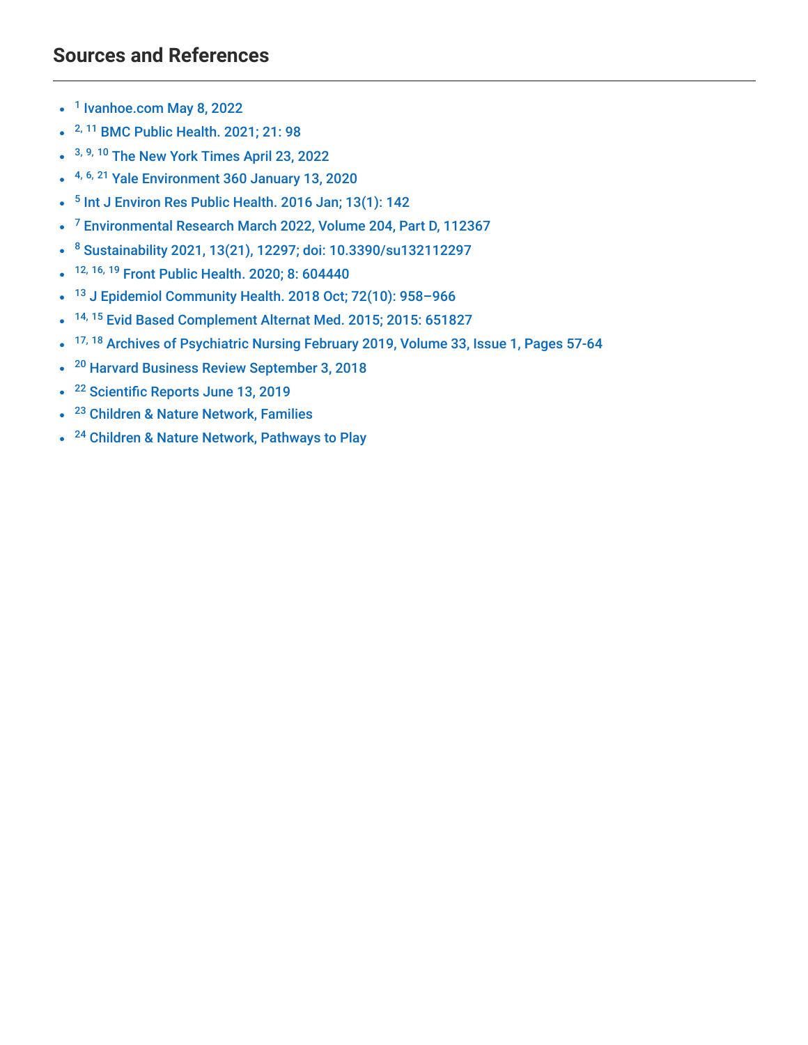## Sources and References

- [1] Ivanhoe.com May 8, 2022
- [2, 11] BMC Public Health. 2021; 21: 98
- [3, 9, 10] The New York Times April 23, 2022
- [4, 6, 21] Yale Environment 360 January 13, 2020
- [5] Int J Environ Res Public Health. 2016 Jan; 13(1): 142
- [7] Environmental Research March 2022, Volume 204, Part D, 112367
- [8] Sustainability 2021, 13(21), 12297; doi: 10.3390/su132112297
- [12, 16, 19] Front Public Health. 2020; 8: 604440
- [13] J Epidemiol Community Health. 2018 Oct; 72(10): 958–966
- [14, 15] Evid Based Complement Alternat Med. 2015; 2015: 651827
- [17, 18] Archives of Psychiatric Nursing February 2019, Volume 33, Issue 1, Pages 57-64
- [20] Harvard Business Review September 3, 2018
- [22] Scientific Reports June 13, 2019
- [23] Children & Nature Network, Families
- [24] Children & Nature Network, Pathways to Play